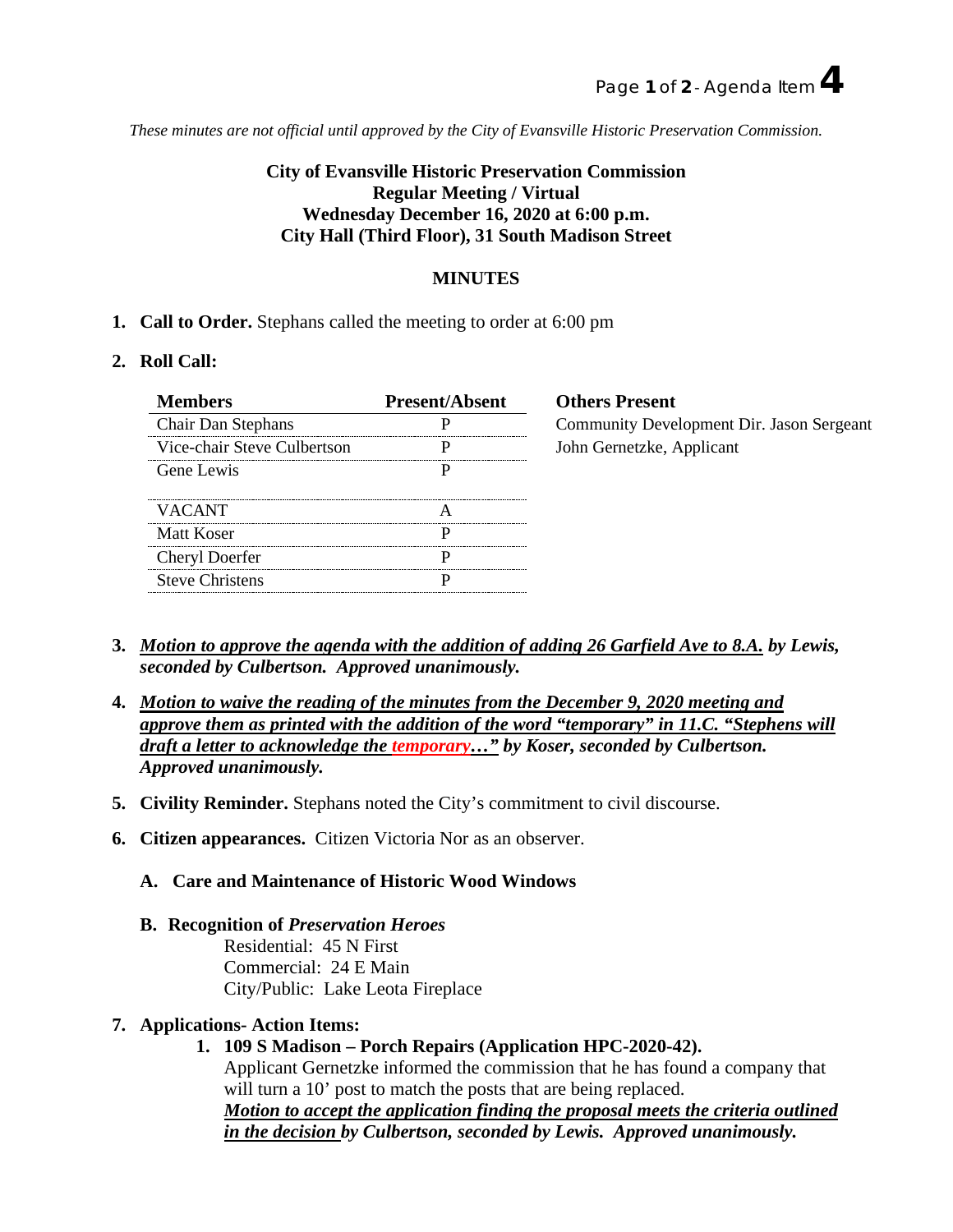*These minutes are not official until approved by the City of Evansville Historic Preservation Commission.*

**City of Evansville Historic Preservation Commission**
**Regular Meeting / Virtual**
**Wednesday December 16, 2020 at 6:00 p.m.**
**City Hall (Third Floor), 31 South Madison Street**

## MINUTES

1. **Call to Order.** Stephans called the meeting to order at 6:00 pm

2. **Roll Call:**

| Members | Present/Absent |
|---|---|
| Chair Dan Stephans | P |
| Vice-chair Steve Culbertson | P |
| Gene Lewis | P |
| VACANT | A |
| Matt Koser | P |
| Cheryl Doerfer | P |
| Steve Christens | P |

**Others Present**
Community Development Dir. Jason Sergeant
John Gernetzke, Applicant

3. ***Motion to approve the agenda with the addition of adding 26 Garfield Ave to 8.A. by Lewis, seconded by Culbertson. Approved unanimously.***

4. ***Motion to waive the reading of the minutes from the December 9, 2020 meeting and approve them as printed with the addition of the word "temporary" in 11.C. "Stephens will draft a letter to acknowledge the temporary…" by Koser, seconded by Culbertson. Approved unanimously.***

5. **Civility Reminder.** Stephans noted the City's commitment to civil discourse.

6. **Citizen appearances.** Citizen Victoria Nor as an observer.

   A. **Care and Maintenance of Historic Wood Windows**

   B. **Recognition of *Preservation Heroes***
      Residential: 45 N First
      Commercial: 24 E Main
      City/Public: Lake Leota Fireplace

7. **Applications- Action Items:**
   1. **109 S Madison – Porch Repairs (Application HPC-2020-42).**
      Applicant Gernetzke informed the commission that he has found a company that will turn a 10' post to match the posts that are being replaced.
      ***Motion to accept the application finding the proposal meets the criteria outlined in the decision by Culbertson, seconded by Lewis. Approved unanimously.***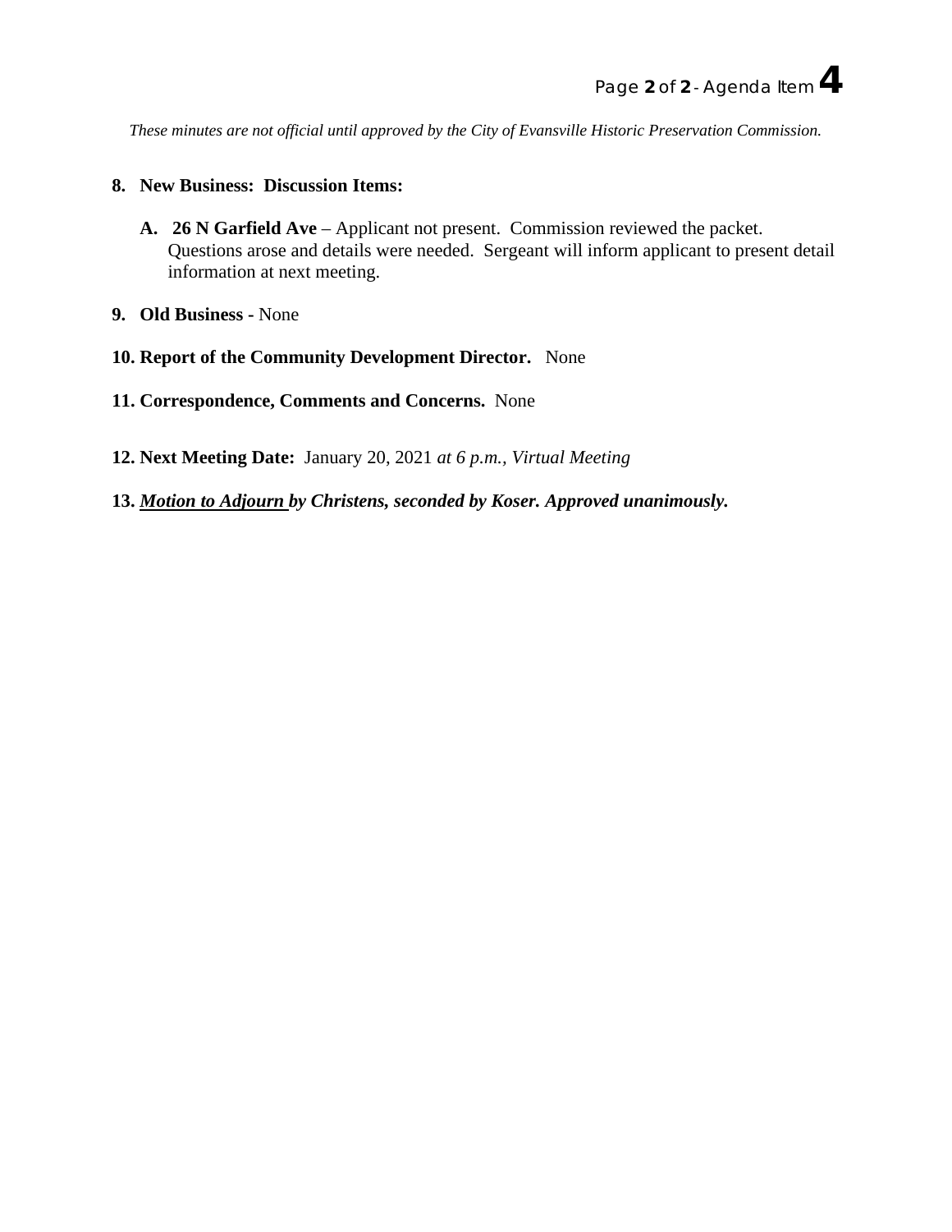*These minutes are not official until approved by the City of Evansville Historic Preservation Commission.*

**8. New Business: Discussion Items:**

**A. 26 N Garfield Ave** – Applicant not present. Commission reviewed the packet. Questions arose and details were needed. Sergeant will inform applicant to present detail information at next meeting.

**9. Old Business** - None

**10. Report of the Community Development Director.** None

**11. Correspondence, Comments and Concerns.** None

**12. Next Meeting Date:** January 20, 2021 *at 6 p.m., Virtual Meeting*

**13. *Motion to Adjourn by Christens, seconded by Koser. Approved unanimously.***